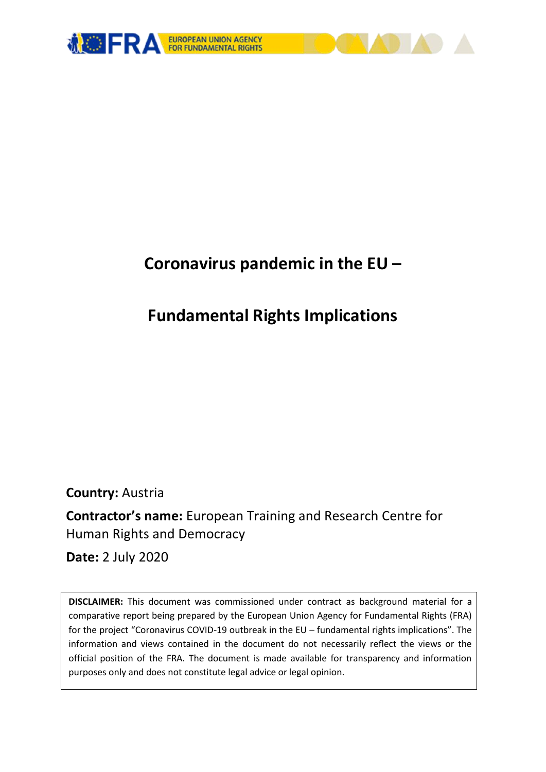EUROPEAN UNION AGENCY FOR FUNDAMENTAL RIGHTS

# Coronavirus pandemic in the EU –

# Fundamental Rights Implications

**Country:** Austria

**Contractor's name:** European Training and Research Centre for Human Rights and Democracy

**Date:** 2 July 2020

**DISCLAIMER:** This document was commissioned under contract as background material for a comparative report being prepared by the European Union Agency for Fundamental Rights (FRA) for the project "Coronavirus COVID-19 outbreak in the EU – fundamental rights implications". The information and views contained in the document do not necessarily reflect the views or the official position of the FRA. The document is made available for transparency and information purposes only and does not constitute legal advice or legal opinion.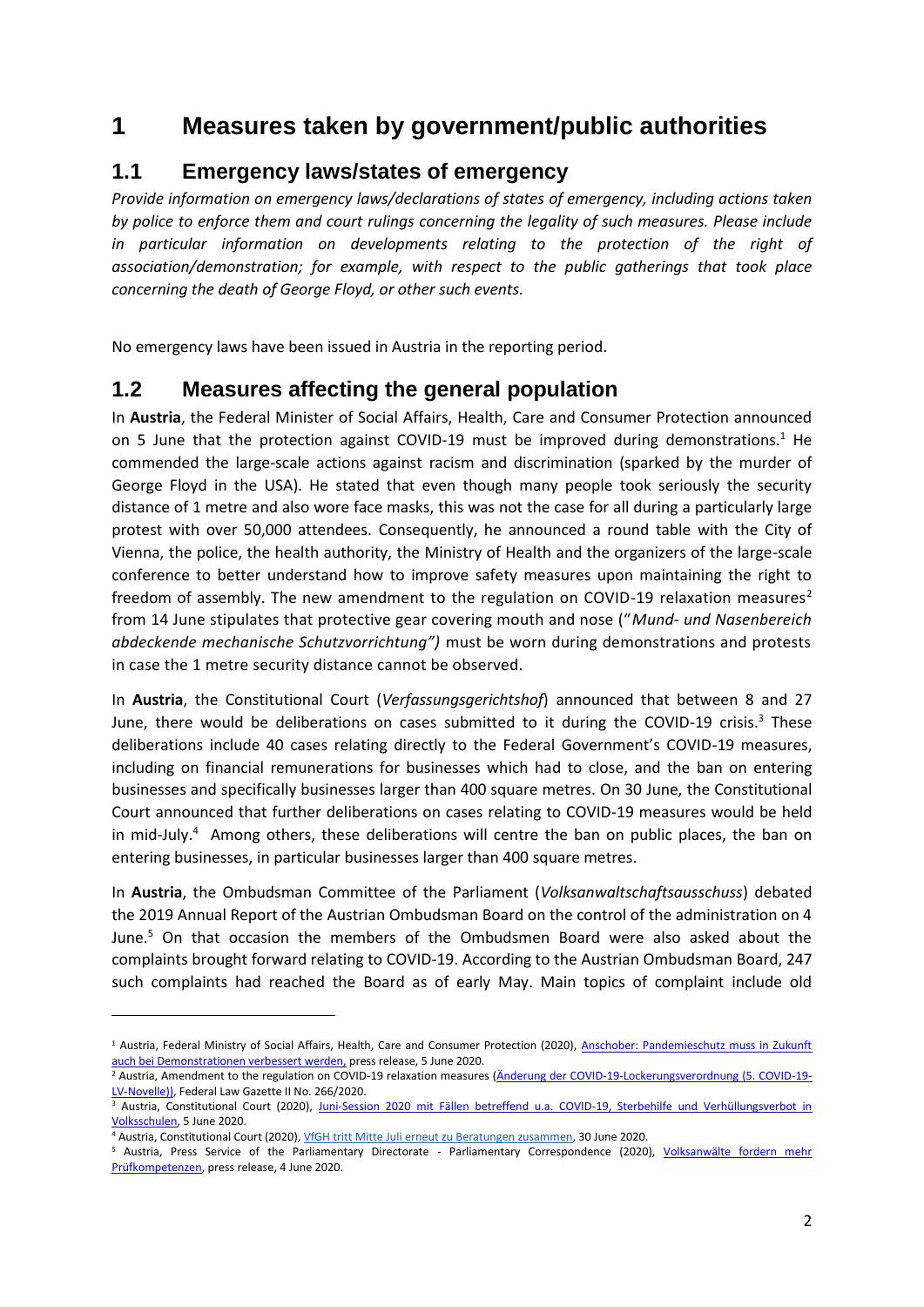# 1 Measures taken by government/public authorities

## 1.1 Emergency laws/states of emergency

*Provide information on emergency laws/declarations of states of emergency, including actions taken by police to enforce them and court rulings concerning the legality of such measures. Please include in particular information on developments relating to the protection of the right of association/demonstration; for example, with respect to the public gatherings that took place concerning the death of George Floyd, or other such events.*

No emergency laws have been issued in Austria in the reporting period.

## 1.2 Measures affecting the general population

In **Austria**, the Federal Minister of Social Affairs, Health, Care and Consumer Protection announced on 5 June that the protection against COVID-19 must be improved during demonstrations.[1] He commended the large-scale actions against racism and discrimination (sparked by the murder of George Floyd in the USA). He stated that even though many people took seriously the security distance of 1 metre and also wore face masks, this was not the case for all during a particularly large protest with over 50,000 attendees. Consequently, he announced a round table with the City of Vienna, the police, the health authority, the Ministry of Health and the organizers of the large-scale conference to better understand how to improve safety measures upon maintaining the right to freedom of assembly. The new amendment to the regulation on COVID-19 relaxation measures[2] from 14 June stipulates that protective gear covering mouth and nose ("*Mund- und Nasenbereich abdeckende mechanische Schutzvorrichtung")* must be worn during demonstrations and protests in case the 1 metre security distance cannot be observed.

In **Austria**, the Constitutional Court (*Verfassungsgerichtshof*) announced that between 8 and 27 June, there would be deliberations on cases submitted to it during the COVID-19 crisis.[3] These deliberations include 40 cases relating directly to the Federal Government's COVID-19 measures, including on financial remunerations for businesses which had to close, and the ban on entering businesses and specifically businesses larger than 400 square metres. On 30 June, the Constitutional Court announced that further deliberations on cases relating to COVID-19 measures would be held in mid-July.[4] Among others, these deliberations will centre the ban on public places, the ban on entering businesses, in particular businesses larger than 400 square metres.

In **Austria**, the Ombudsman Committee of the Parliament (*Volksanwaltschaftsausschuss*) debated the 2019 Annual Report of the Austrian Ombudsman Board on the control of the administration on 4 June.[5] On that occasion the members of the Ombudsmen Board were also asked about the complaints brought forward relating to COVID-19. According to the Austrian Ombudsman Board, 247 such complaints had reached the Board as of early May. Main topics of complaint include old

---

[1] Austria, Federal Ministry of Social Affairs, Health, Care and Consumer Protection (2020), Anschober: Pandemieschutz muss in Zukunft auch bei Demonstrationen verbessert werden, press release, 5 June 2020.

[2] Austria, Amendment to the regulation on COVID-19 relaxation measures (Änderung der COVID-19-Lockerungsverordnung (5. COVID-19-LV-Novelle)), Federal Law Gazette II No. 266/2020.

[3] Austria, Constitutional Court (2020), Juni-Session 2020 mit Fällen betreffend u.a. COVID-19, Sterbehilfe und Verhüllungsverbot in Volksschulen, 5 June 2020.

[4] Austria, Constitutional Court (2020), VfGH tritt Mitte Juli erneut zu Beratungen zusammen, 30 June 2020.

[5] Austria, Press Service of the Parliamentary Directorate - Parliamentary Correspondence (2020), Volksanwälte fordern mehr Prüfkompetenzen, press release, 4 June 2020.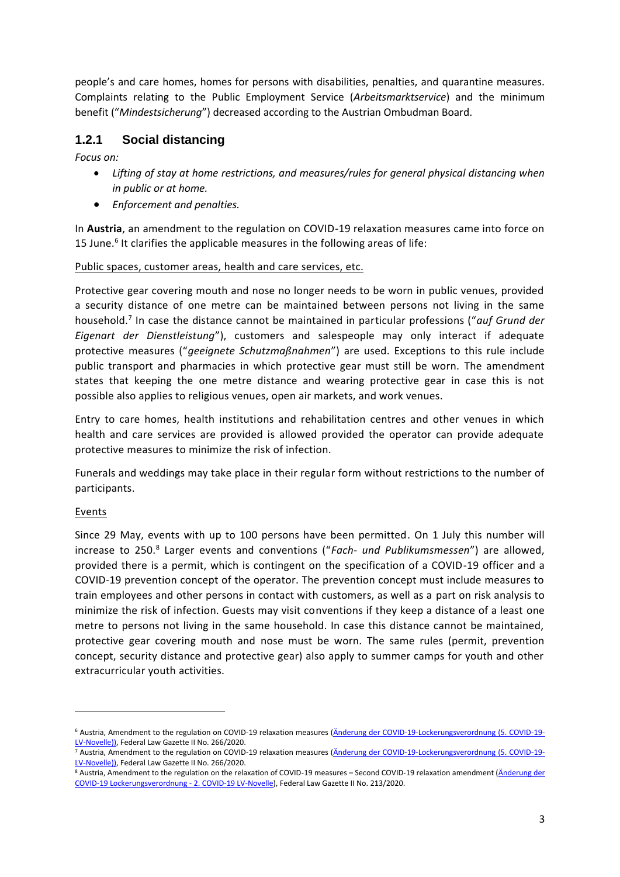people's and care homes, homes for persons with disabilities, penalties, and quarantine measures. Complaints relating to the Public Employment Service (*Arbeitsmarktservice*) and the minimum benefit ("*Mindestsicherung*") decreased according to the Austrian Ombudman Board.

### 1.2.1 Social distancing

*Focus on:*

- *Lifting of stay at home restrictions, and measures/rules for general physical distancing when in public or at home.*
- *Enforcement and penalties.*

In **Austria**, an amendment to the regulation on COVID-19 relaxation measures came into force on 15 June.[6] It clarifies the applicable measures in the following areas of life:

Public spaces, customer areas, health and care services, etc.

Protective gear covering mouth and nose no longer needs to be worn in public venues, provided a security distance of one metre can be maintained between persons not living in the same household.[7] In case the distance cannot be maintained in particular professions ("*auf Grund der Eigenart der Dienstleistung*"), customers and salespeople may only interact if adequate protective measures ("*geeignete Schutzmaßnahmen*") are used. Exceptions to this rule include public transport and pharmacies in which protective gear must still be worn. The amendment states that keeping the one metre distance and wearing protective gear in case this is not possible also applies to religious venues, open air markets, and work venues.

Entry to care homes, health institutions and rehabilitation centres and other venues in which health and care services are provided is allowed provided the operator can provide adequate protective measures to minimize the risk of infection.

Funerals and weddings may take place in their regular form without restrictions to the number of participants.

Events

Since 29 May, events with up to 100 persons have been permitted. On 1 July this number will increase to 250.[8] Larger events and conventions ("*Fach- und Publikumsmessen*") are allowed, provided there is a permit, which is contingent on the specification of a COVID-19 officer and a COVID-19 prevention concept of the operator. The prevention concept must include measures to train employees and other persons in contact with customers, as well as a part on risk analysis to minimize the risk of infection. Guests may visit conventions if they keep a distance of a least one metre to persons not living in the same household. In case this distance cannot be maintained, protective gear covering mouth and nose must be worn. The same rules (permit, prevention concept, security distance and protective gear) also apply to summer camps for youth and other extracurricular youth activities.

---

[6] Austria, Amendment to the regulation on COVID-19 relaxation measures (Änderung der COVID-19-Lockerungsverordnung (5. COVID-19-LV-Novelle)), Federal Law Gazette II No. 266/2020.

[7] Austria, Amendment to the regulation on COVID-19 relaxation measures (Änderung der COVID-19-Lockerungsverordnung (5. COVID-19-LV-Novelle)), Federal Law Gazette II No. 266/2020.

[8] Austria, Amendment to the regulation on the relaxation of COVID-19 measures – Second COVID-19 relaxation amendment (Änderung der COVID-19 Lockerungsverordnung - 2. COVID-19 LV-Novelle), Federal Law Gazette II No. 213/2020.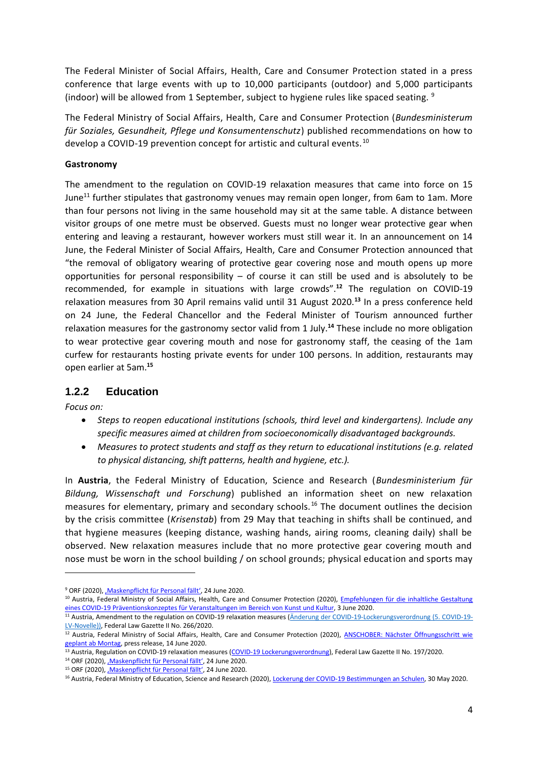The Federal Minister of Social Affairs, Health, Care and Consumer Protection stated in a press conference that large events with up to 10,000 participants (outdoor) and 5,000 participants (indoor) will be allowed from 1 September, subject to hygiene rules like spaced seating. [9]

The Federal Ministry of Social Affairs, Health, Care and Consumer Protection (*Bundesministerum für Soziales, Gesundheit, Pflege und Konsumentenschutz*) published recommendations on how to develop a COVID-19 prevention concept for artistic and cultural events. [10]

**Gastronomy**

The amendment to the regulation on COVID-19 relaxation measures that came into force on 15 June[11] further stipulates that gastronomy venues may remain open longer, from 6am to 1am. More than four persons not living in the same household may sit at the same table. A distance between visitor groups of one metre must be observed. Guests must no longer wear protective gear when entering and leaving a restaurant, however workers must still wear it. In an announcement on 14 June, the Federal Minister of Social Affairs, Health, Care and Consumer Protection announced that "the removal of obligatory wearing of protective gear covering nose and mouth opens up more opportunities for personal responsibility – of course it can still be used and is absolutely to be recommended, for example in situations with large crowds".[12] The regulation on COVID-19 relaxation measures from 30 April remains valid until 31 August 2020.[13] In a press conference held on 24 June, the Federal Chancellor and the Federal Minister of Tourism announced further relaxation measures for the gastronomy sector valid from 1 July.[14] These include no more obligation to wear protective gear covering mouth and nose for gastronomy staff, the ceasing of the 1am curfew for restaurants hosting private events for under 100 persons. In addition, restaurants may open earlier at 5am.[15]

### 1.2.2 Education

*Focus on:*

- *Steps to reopen educational institutions (schools, third level and kindergartens). Include any specific measures aimed at children from socioeconomically disadvantaged backgrounds.*
- *Measures to protect students and staff as they return to educational institutions (e.g. related to physical distancing, shift patterns, health and hygiene, etc.).*

In **Austria**, the Federal Ministry of Education, Science and Research (*Bundesministerium für Bildung, Wissenschaft und Forschung*) published an information sheet on new relaxation measures for elementary, primary and secondary schools. [16] The document outlines the decision by the crisis committee (*Krisenstab*) from 29 May that teaching in shifts shall be continued, and that hygiene measures (keeping distance, washing hands, airing rooms, cleaning daily) shall be observed. New relaxation measures include that no more protective gear covering mouth and nose must be worn in the school building / on school grounds; physical education and sports may

---

[9] ORF (2020), ‚Maskenpflicht für Personal fällt', 24 June 2020.

[10] Austria, Federal Ministry of Social Affairs, Health, Care and Consumer Protection (2020), Empfehlungen für die inhaltliche Gestaltung eines COVID-19 Präventionskonzeptes für Veranstaltungen im Bereich von Kunst und Kultur, 3 June 2020.

[11] Austria, Amendment to the regulation on COVID-19 relaxation measures (Änderung der COVID-19-Lockerungsverordnung (5. COVID-19-LV-Novelle)), Federal Law Gazette II No. 266/2020.

[12] Austria, Federal Ministry of Social Affairs, Health, Care and Consumer Protection (2020), ANSCHOBER: Nächster Öffnungsschritt wie geplant ab Montag, press release, 14 June 2020.

[13] Austria, Regulation on COVID-19 relaxation measures (COVID-19 Lockerungsverordnung), Federal Law Gazette II No. 197/2020.

[14] ORF (2020), ‚Maskenpflicht für Personal fällt', 24 June 2020.

[15] ORF (2020), ‚Maskenpflicht für Personal fällt', 24 June 2020.

[16] Austria, Federal Ministry of Education, Science and Research (2020), Lockerung der COVID-19 Bestimmungen an Schulen, 30 May 2020.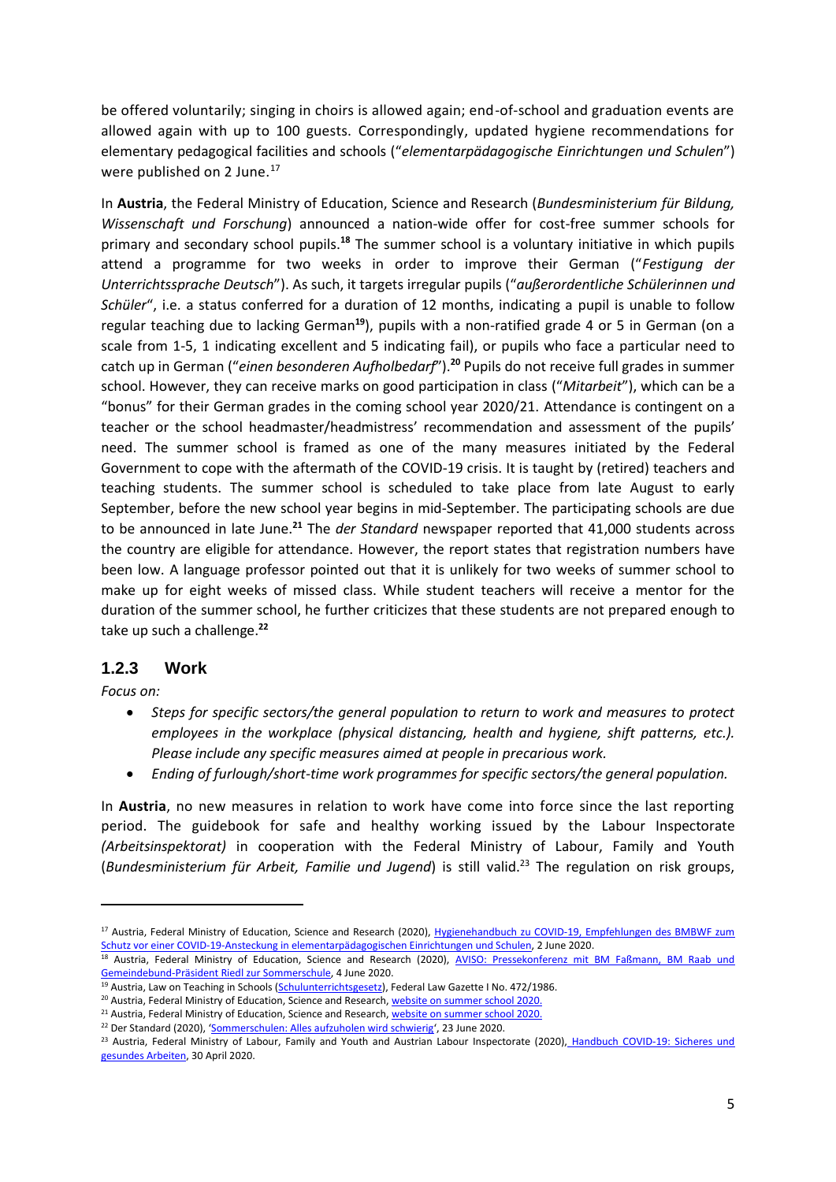be offered voluntarily; singing in choirs is allowed again; end-of-school and graduation events are allowed again with up to 100 guests. Correspondingly, updated hygiene recommendations for elementary pedagogical facilities and schools ("*elementarpädagogische Einrichtungen und Schulen*") were published on 2 June.[17]

In **Austria**, the Federal Ministry of Education, Science and Research (*Bundesministerium für Bildung, Wissenschaft und Forschung*) announced a nation-wide offer for cost-free summer schools for primary and secondary school pupils.[18] The summer school is a voluntary initiative in which pupils attend a programme for two weeks in order to improve their German ("*Festigung der Unterrichtssprache Deutsch*"). As such, it targets irregular pupils ("*außerordentliche Schülerinnen und Schüler*", i.e. a status conferred for a duration of 12 months, indicating a pupil is unable to follow regular teaching due to lacking German[19]), pupils with a non-ratified grade 4 or 5 in German (on a scale from 1-5, 1 indicating excellent and 5 indicating fail), or pupils who face a particular need to catch up in German ("*einen besonderen Aufholbedarf*").[20] Pupils do not receive full grades in summer school. However, they can receive marks on good participation in class ("*Mitarbeit*"), which can be a "bonus" for their German grades in the coming school year 2020/21. Attendance is contingent on a teacher or the school headmaster/headmistress' recommendation and assessment of the pupils' need. The summer school is framed as one of the many measures initiated by the Federal Government to cope with the aftermath of the COVID-19 crisis. It is taught by (retired) teachers and teaching students. The summer school is scheduled to take place from late August to early September, before the new school year begins in mid-September. The participating schools are due to be announced in late June.[21] The *der Standard* newspaper reported that 41,000 students across the country are eligible for attendance. However, the report states that registration numbers have been low. A language professor pointed out that it is unlikely for two weeks of summer school to make up for eight weeks of missed class. While student teachers will receive a mentor for the duration of the summer school, he further criticizes that these students are not prepared enough to take up such a challenge.[22]

### 1.2.3 Work

*Focus on:*

- *Steps for specific sectors/the general population to return to work and measures to protect employees in the workplace (physical distancing, health and hygiene, shift patterns, etc.). Please include any specific measures aimed at people in precarious work.*
- *Ending of furlough/short-time work programmes for specific sectors/the general population.*

In **Austria**, no new measures in relation to work have come into force since the last reporting period. The guidebook for safe and healthy working issued by the Labour Inspectorate *(Arbeitsinspektorat)* in cooperation with the Federal Ministry of Labour, Family and Youth (*Bundesministerium für Arbeit, Familie und Jugend*) is still valid.[23] The regulation on risk groups,

---

[17] Austria, Federal Ministry of Education, Science and Research (2020), Hygienehandbuch zu COVID-19, Empfehlungen des BMBWF zum Schutz vor einer COVID-19-Ansteckung in elementarpädagogischen Einrichtungen und Schulen, 2 June 2020.

[18] Austria, Federal Ministry of Education, Science and Research (2020), AVISO: Pressekonferenz mit BM Faßmann, BM Raab und Gemeindebund-Präsident Riedl zur Sommerschule, 4 June 2020.

[19] Austria, Law on Teaching in Schools (Schulunterrichtsgesetz), Federal Law Gazette I No. 472/1986.

[20] Austria, Federal Ministry of Education, Science and Research, website on summer school 2020.

[21] Austria, Federal Ministry of Education, Science and Research, website on summer school 2020.

[22] Der Standard (2020), 'Sommerschulen: Alles aufzuholen wird schwierig', 23 June 2020.

[23] Austria, Federal Ministry of Labour, Family and Youth and Austrian Labour Inspectorate (2020), Handbuch COVID-19: Sicheres und gesundes Arbeiten, 30 April 2020.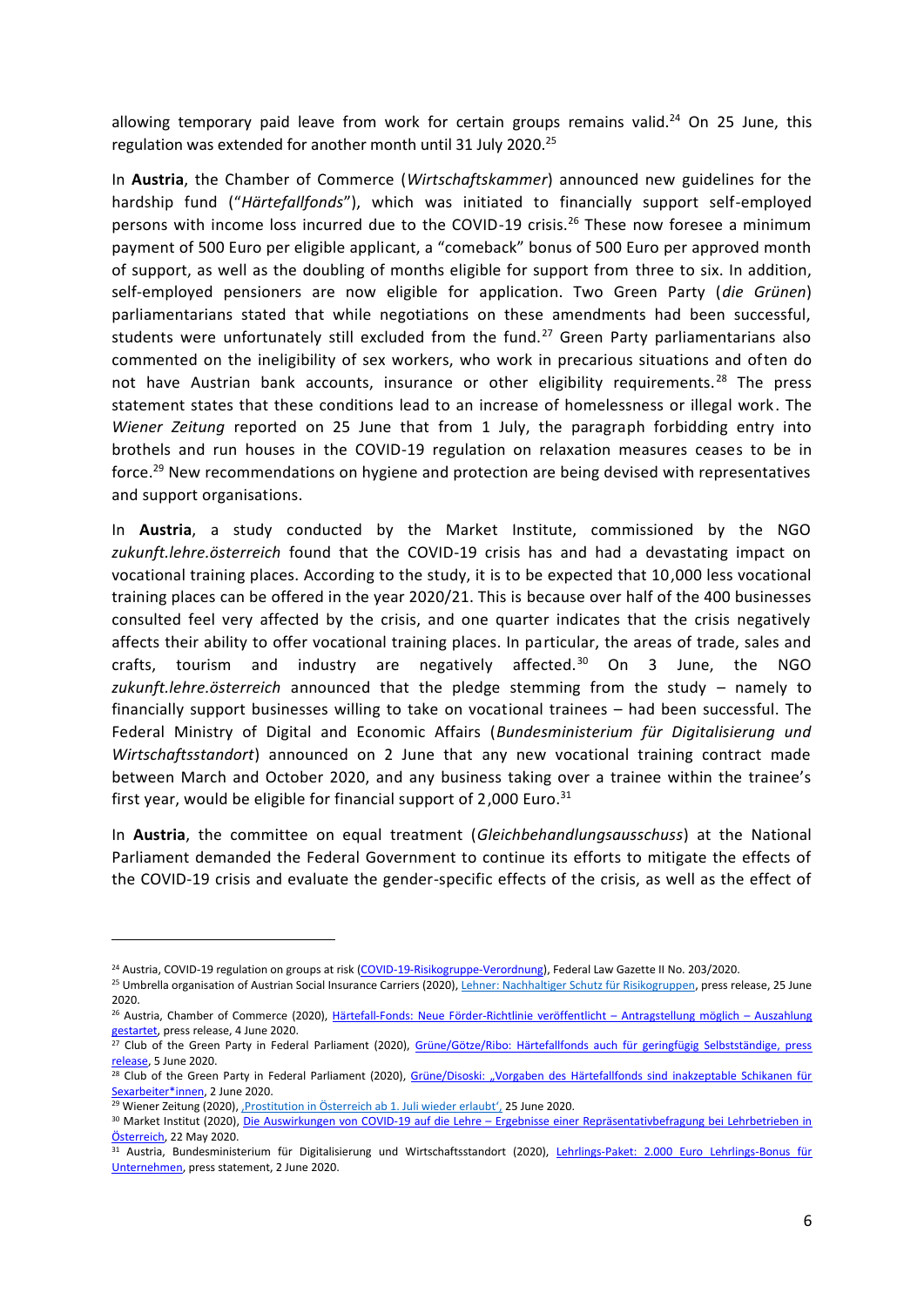allowing temporary paid leave from work for certain groups remains valid.[24] On 25 June, this regulation was extended for another month until 31 July 2020.[25]

In **Austria**, the Chamber of Commerce (*Wirtschaftskammer*) announced new guidelines for the hardship fund ("*Härtefallfonds*"), which was initiated to financially support self-employed persons with income loss incurred due to the COVID-19 crisis.[26] These now foresee a minimum payment of 500 Euro per eligible applicant, a "comeback" bonus of 500 Euro per approved month of support, as well as the doubling of months eligible for support from three to six. In addition, self-employed pensioners are now eligible for application. Two Green Party (*die Grünen*) parliamentarians stated that while negotiations on these amendments had been successful, students were unfortunately still excluded from the fund.[27] Green Party parliamentarians also commented on the ineligibility of sex workers, who work in precarious situations and often do not have Austrian bank accounts, insurance or other eligibility requirements.[28] The press statement states that these conditions lead to an increase of homelessness or illegal work. The *Wiener Zeitung* reported on 25 June that from 1 July, the paragraph forbidding entry into brothels and run houses in the COVID-19 regulation on relaxation measures ceases to be in force.[29] New recommendations on hygiene and protection are being devised with representatives and support organisations.

In **Austria**, a study conducted by the Market Institute, commissioned by the NGO *zukunft.lehre.österreich* found that the COVID-19 crisis has and had a devastating impact on vocational training places. According to the study, it is to be expected that 10,000 less vocational training places can be offered in the year 2020/21. This is because over half of the 400 businesses consulted feel very affected by the crisis, and one quarter indicates that the crisis negatively affects their ability to offer vocational training places. In particular, the areas of trade, sales and crafts, tourism and industry are negatively affected.[30] On 3 June, the NGO *zukunft.lehre.österreich* announced that the pledge stemming from the study – namely to financially support businesses willing to take on vocational trainees – had been successful. The Federal Ministry of Digital and Economic Affairs (*Bundesministerium für Digitalisierung und Wirtschaftsstandort*) announced on 2 June that any new vocational training contract made between March and October 2020, and any business taking over a trainee within the trainee's first year, would be eligible for financial support of 2,000 Euro.[31]

In **Austria**, the committee on equal treatment (*Gleichbehandlungsausschuss*) at the National Parliament demanded the Federal Government to continue its efforts to mitigate the effects of the COVID-19 crisis and evaluate the gender-specific effects of the crisis, as well as the effect of

---

[24] Austria, COVID-19 regulation on groups at risk (COVID-19-Risikogruppe-Verordnung), Federal Law Gazette II No. 203/2020.

[25] Umbrella organisation of Austrian Social Insurance Carriers (2020), Lehner: Nachhaltiger Schutz für Risikogruppen, press release, 25 June 2020.

[26] Austria, Chamber of Commerce (2020), Härtefall-Fonds: Neue Förder-Richtlinie veröffentlicht – Antragstellung möglich – Auszahlung gestartet, press release, 4 June 2020.

[27] Club of the Green Party in Federal Parliament (2020), Grüne/Götze/Ribo: Härtefallfonds auch für geringfügig Selbstständige, press release, 5 June 2020.

[28] Club of the Green Party in Federal Parliament (2020), Grüne/Disoski: „Vorgaben des Härtefallfonds sind inakzeptable Schikanen für Sexarbeiter*innen, 2 June 2020.

[29] Wiener Zeitung (2020), 'Prostitution in Österreich ab 1. Juli wieder erlaubt', 25 June 2020.

[30] Market Institut (2020), Die Auswirkungen von COVID-19 auf die Lehre – Ergebnisse einer Repräsentativbefragung bei Lehrbetrieben in Österreich, 22 May 2020.

[31] Austria, Bundesministerium für Digitalisierung und Wirtschaftsstandort (2020), Lehrlings-Paket: 2.000 Euro Lehrlings-Bonus für Unternehmen, press statement, 2 June 2020.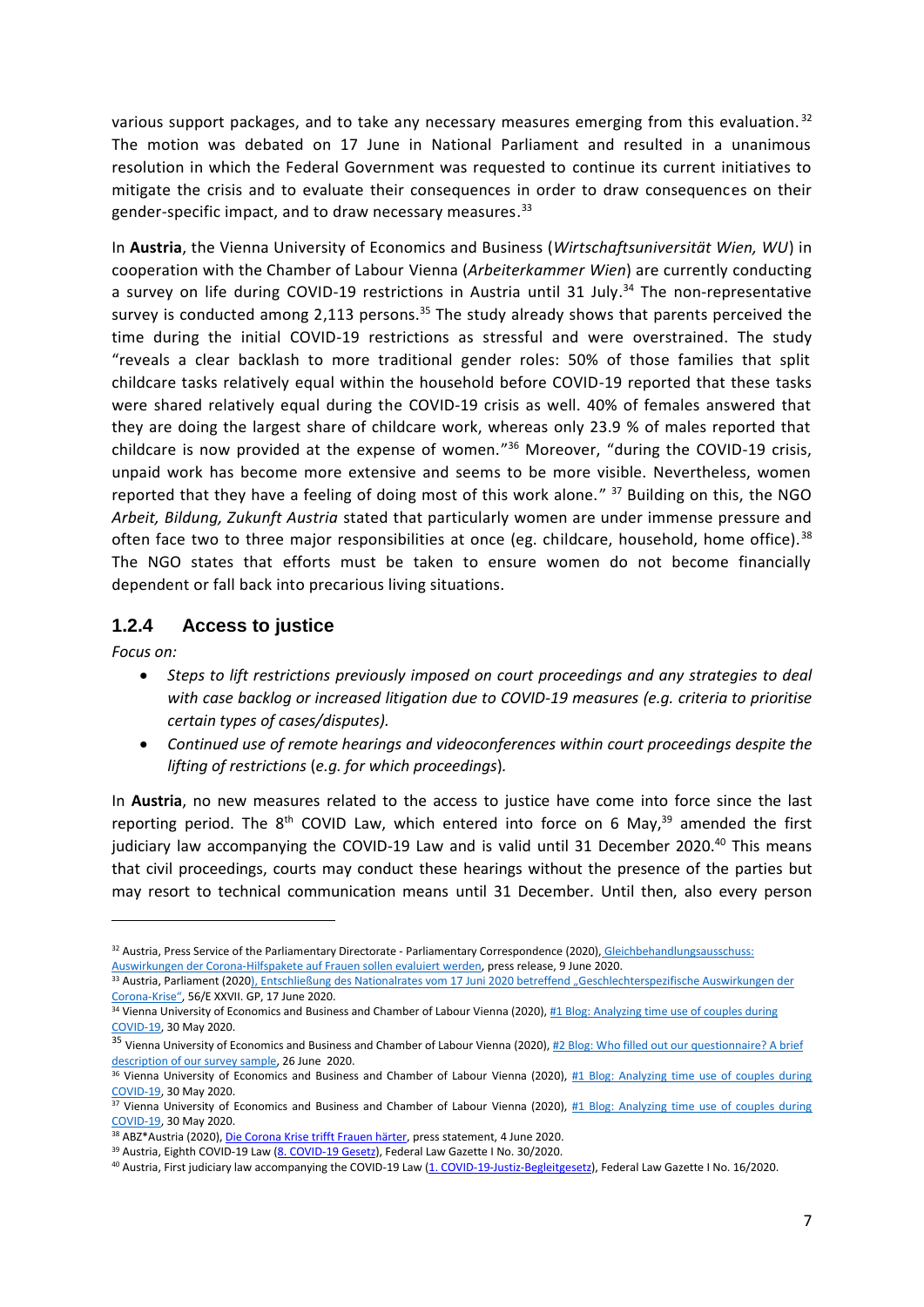various support packages, and to take any necessary measures emerging from this evaluation.[32] The motion was debated on 17 June in National Parliament and resulted in a unanimous resolution in which the Federal Government was requested to continue its current initiatives to mitigate the crisis and to evaluate their consequences in order to draw consequences on their gender-specific impact, and to draw necessary measures.[33]

In **Austria**, the Vienna University of Economics and Business (*Wirtschaftsuniversität Wien, WU*) in cooperation with the Chamber of Labour Vienna (*Arbeiterkammer Wien*) are currently conducting a survey on life during COVID-19 restrictions in Austria until 31 July.[34] The non-representative survey is conducted among 2,113 persons.[35] The study already shows that parents perceived the time during the initial COVID-19 restrictions as stressful and were overstrained. The study "reveals a clear backlash to more traditional gender roles: 50% of those families that split childcare tasks relatively equal within the household before COVID-19 reported that these tasks were shared relatively equal during the COVID-19 crisis as well. 40% of females answered that they are doing the largest share of childcare work, whereas only 23.9 % of males reported that childcare is now provided at the expense of women."[36] Moreover, "during the COVID-19 crisis, unpaid work has become more extensive and seems to be more visible. Nevertheless, women reported that they have a feeling of doing most of this work alone." [37] Building on this, the NGO *Arbeit, Bildung, Zukunft Austria* stated that particularly women are under immense pressure and often face two to three major responsibilities at once (eg. childcare, household, home office).[38] The NGO states that efforts must be taken to ensure women do not become financially dependent or fall back into precarious living situations.

### 1.2.4 Access to justice

*Focus on:*

- *Steps to lift restrictions previously imposed on court proceedings and any strategies to deal with case backlog or increased litigation due to COVID-19 measures (e.g. criteria to prioritise certain types of cases/disputes).*
- *Continued use of remote hearings and videoconferences within court proceedings despite the lifting of restrictions* (*e.g. for which proceedings*).

In **Austria**, no new measures related to the access to justice have come into force since the last reporting period. The 8th COVID Law, which entered into force on 6 May,[39] amended the first judiciary law accompanying the COVID-19 Law and is valid until 31 December 2020.[40] This means that civil proceedings, courts may conduct these hearings without the presence of the parties but may resort to technical communication means until 31 December. Until then, also every person

---

[32] Austria, Press Service of the Parliamentary Directorate - Parliamentary Correspondence (2020), Gleichbehandlungsausschuss: Auswirkungen der Corona-Hilfspakete auf Frauen sollen evaluiert werden, press release, 9 June 2020.

[33] Austria, Parliament (2020), Entschließung des Nationalrates vom 17 Juni 2020 betreffend „Geschlechterspezifische Auswirkungen der Corona-Krise", 56/E XXVII. GP, 17 June 2020.

[34] Vienna University of Economics and Business and Chamber of Labour Vienna (2020), #1 Blog: Analyzing time use of couples during COVID-19, 30 May 2020.

[35] Vienna University of Economics and Business and Chamber of Labour Vienna (2020), #2 Blog: Who filled out our questionnaire? A brief description of our survey sample, 26 June 2020.

[36] Vienna University of Economics and Business and Chamber of Labour Vienna (2020), #1 Blog: Analyzing time use of couples during COVID-19, 30 May 2020.

[37] Vienna University of Economics and Business and Chamber of Labour Vienna (2020), #1 Blog: Analyzing time use of couples during COVID-19, 30 May 2020.

[38] ABZ*Austria (2020), Die Corona Krise trifft Frauen härter, press statement, 4 June 2020.

[39] Austria, Eighth COVID-19 Law (8. COVID-19 Gesetz), Federal Law Gazette I No. 30/2020.

[40] Austria, First judiciary law accompanying the COVID-19 Law (1. COVID-19-Justiz-Begleitgesetz), Federal Law Gazette I No. 16/2020.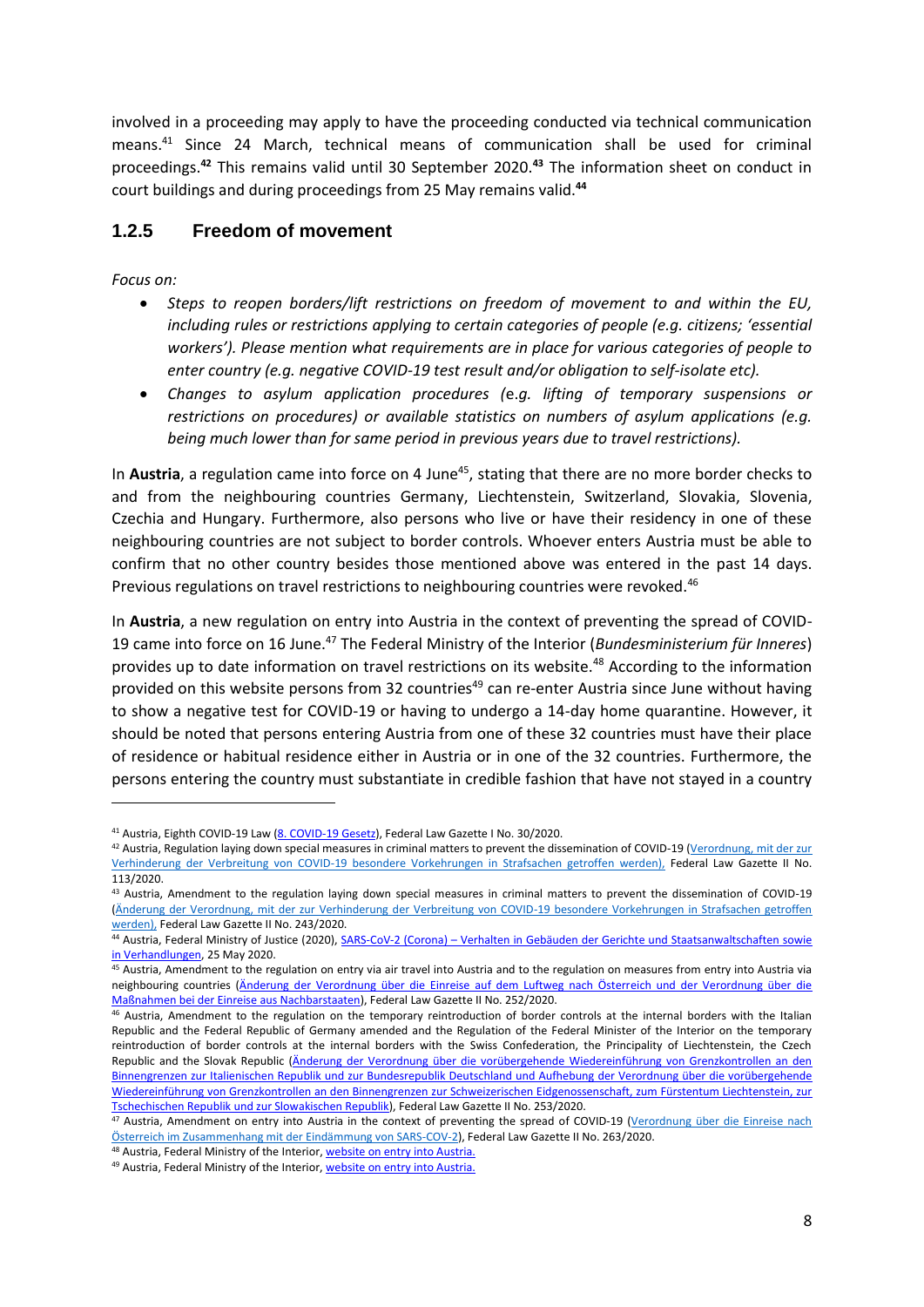involved in a proceeding may apply to have the proceeding conducted via technical communication means.[41] Since 24 March, technical means of communication shall be used for criminal proceedings.[42] This remains valid until 30 September 2020.[43] The information sheet on conduct in court buildings and during proceedings from 25 May remains valid.[44]

### 1.2.5 Freedom of movement

*Focus on:*

- *Steps to reopen borders/lift restrictions on freedom of movement to and within the EU, including rules or restrictions applying to certain categories of people (e.g. citizens; 'essential workers'). Please mention what requirements are in place for various categories of people to enter country (e.g. negative COVID-19 test result and/or obligation to self-isolate etc).*
- *Changes to asylum application procedures (e.g. lifting of temporary suspensions or restrictions on procedures) or available statistics on numbers of asylum applications (e.g. being much lower than for same period in previous years due to travel restrictions).*

In **Austria**, a regulation came into force on 4 June[45], stating that there are no more border checks to and from the neighbouring countries Germany, Liechtenstein, Switzerland, Slovakia, Slovenia, Czechia and Hungary. Furthermore, also persons who live or have their residency in one of these neighbouring countries are not subject to border controls. Whoever enters Austria must be able to confirm that no other country besides those mentioned above was entered in the past 14 days. Previous regulations on travel restrictions to neighbouring countries were revoked.[46]

In **Austria**, a new regulation on entry into Austria in the context of preventing the spread of COVID-19 came into force on 16 June.[47] The Federal Ministry of the Interior (*Bundesministerium für Inneres*) provides up to date information on travel restrictions on its website.[48] According to the information provided on this website persons from 32 countries[49] can re-enter Austria since June without having to show a negative test for COVID-19 or having to undergo a 14-day home quarantine. However, it should be noted that persons entering Austria from one of these 32 countries must have their place of residence or habitual residence either in Austria or in one of the 32 countries. Furthermore, the persons entering the country must substantiate in credible fashion that have not stayed in a country

---

[41] Austria, Eighth COVID-19 Law (8. COVID-19 Gesetz), Federal Law Gazette I No. 30/2020.

[42] Austria, Regulation laying down special measures in criminal matters to prevent the dissemination of COVID-19 (Verordnung, mit der zur Verhinderung der Verbreitung von COVID-19 besondere Vorkehrungen in Strafsachen getroffen werden), Federal Law Gazette II No. 113/2020.

[43] Austria, Amendment to the regulation laying down special measures in criminal matters to prevent the dissemination of COVID-19 (Änderung der Verordnung, mit der zur Verhinderung der Verbreitung von COVID-19 besondere Vorkehrungen in Strafsachen getroffen werden), Federal Law Gazette II No. 243/2020.

[44] Austria, Federal Ministry of Justice (2020), SARS-CoV-2 (Corona) – Verhalten in Gebäuden der Gerichte und Staatsanwaltschaften sowie in Verhandlungen, 25 May 2020.

[45] Austria, Amendment to the regulation on entry via air travel into Austria and to the regulation on measures from entry into Austria via neighbouring countries (Änderung der Verordnung über die Einreise auf dem Luftweg nach Österreich und der Verordnung über die Maßnahmen bei der Einreise aus Nachbarstaaten), Federal Law Gazette II No. 252/2020.

[46] Austria, Amendment to the regulation on the temporary reintroduction of border controls at the internal borders with the Italian Republic and the Federal Republic of Germany amended and the Regulation of the Federal Minister of the Interior on the temporary reintroduction of border controls at the internal borders with the Swiss Confederation, the Principality of Liechtenstein, the Czech Republic and the Slovak Republic (Änderung der Verordnung über die vorübergehende Wiedereinführung von Grenzkontrollen an den Binnengrenzen zur Italienischen Republik und zur Bundesrepublik Deutschland und Aufhebung der Verordnung über die vorübergehende Wiedereinführung von Grenzkontrollen an den Binnengrenzen zur Schweizerischen Eidgenossenschaft, zum Fürstentum Liechtenstein, zur Tschechischen Republik und zur Slowakischen Republik), Federal Law Gazette II No. 253/2020.

[47] Austria, Amendment on entry into Austria in the context of preventing the spread of COVID-19 (Verordnung über die Einreise nach Österreich im Zusammenhang mit der Eindämmung von SARS-COV-2), Federal Law Gazette II No. 263/2020.

[48] Austria, Federal Ministry of the Interior, website on entry into Austria.

[49] Austria, Federal Ministry of the Interior, website on entry into Austria.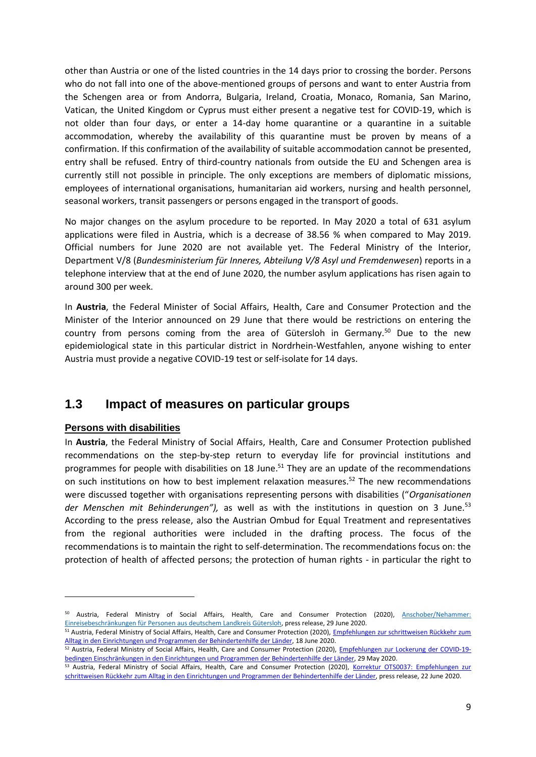other than Austria or one of the listed countries in the 14 days prior to crossing the border. Persons who do not fall into one of the above-mentioned groups of persons and want to enter Austria from the Schengen area or from Andorra, Bulgaria, Ireland, Croatia, Monaco, Romania, San Marino, Vatican, the United Kingdom or Cyprus must either present a negative test for COVID-19, which is not older than four days, or enter a 14-day home quarantine or a quarantine in a suitable accommodation, whereby the availability of this quarantine must be proven by means of a confirmation. If this confirmation of the availability of suitable accommodation cannot be presented, entry shall be refused. Entry of third-country nationals from outside the EU and Schengen area is currently still not possible in principle. The only exceptions are members of diplomatic missions, employees of international organisations, humanitarian aid workers, nursing and health personnel, seasonal workers, transit passengers or persons engaged in the transport of goods.

No major changes on the asylum procedure to be reported. In May 2020 a total of 631 asylum applications were filed in Austria, which is a decrease of 38.56 % when compared to May 2019. Official numbers for June 2020 are not available yet. The Federal Ministry of the Interior, Department V/8 (*Bundesministerium für Inneres, Abteilung V/8 Asyl und Fremdenwesen*) reports in a telephone interview that at the end of June 2020, the number asylum applications has risen again to around 300 per week.

In **Austria**, the Federal Minister of Social Affairs, Health, Care and Consumer Protection and the Minister of the Interior announced on 29 June that there would be restrictions on entering the country from persons coming from the area of Gütersloh in Germany.[50] Due to the new epidemiological state in this particular district in Nordrhein-Westfalen, anyone wishing to enter Austria must provide a negative COVID-19 test or self-isolate for 14 days.

## 1.3 Impact of measures on particular groups

### Persons with disabilities

In **Austria**, the Federal Ministry of Social Affairs, Health, Care and Consumer Protection published recommendations on the step-by-step return to everyday life for provincial institutions and programmes for people with disabilities on 18 June.[51] They are an update of the recommendations on such institutions on how to best implement relaxation measures.[52] The new recommendations were discussed together with organisations representing persons with disabilities ("*Organisationen der Menschen mit Behinderungen"),* as well as with the institutions in question on 3 June.[53] According to the press release, also the Austrian Ombud for Equal Treatment and representatives from the regional authorities were included in the drafting process. The focus of the recommendations is to maintain the right to self-determination. The recommendations focus on: the protection of health of affected persons; the protection of human rights - in particular the right to

---

[50] Austria, Federal Ministry of Social Affairs, Health, Care and Consumer Protection (2020), Anschober/Nehammer: Einreisebeschränkungen für Personen aus deutschem Landkreis Gütersloh, press release, 29 June 2020.

[51] Austria, Federal Ministry of Social Affairs, Health, Care and Consumer Protection (2020), Empfehlungen zur schrittweisen Rückkehr zum Alltag in den Einrichtungen und Programmen der Behindertenhilfe der Länder, 18 June 2020.

[52] Austria, Federal Ministry of Social Affairs, Health, Care and Consumer Protection (2020), Empfehlungen zur Lockerung der COVID-19-bedingen Einschränkungen in den Einrichtungen und Programmen der Behindertenhilfe der Länder, 29 May 2020.

[53] Austria, Federal Ministry of Social Affairs, Health, Care and Consumer Protection (2020), Korrektur OTS0037: Empfehlungen zur schrittweisen Rückkehr zum Alltag in den Einrichtungen und Programmen der Behindertenhilfe der Länder, press release, 22 June 2020.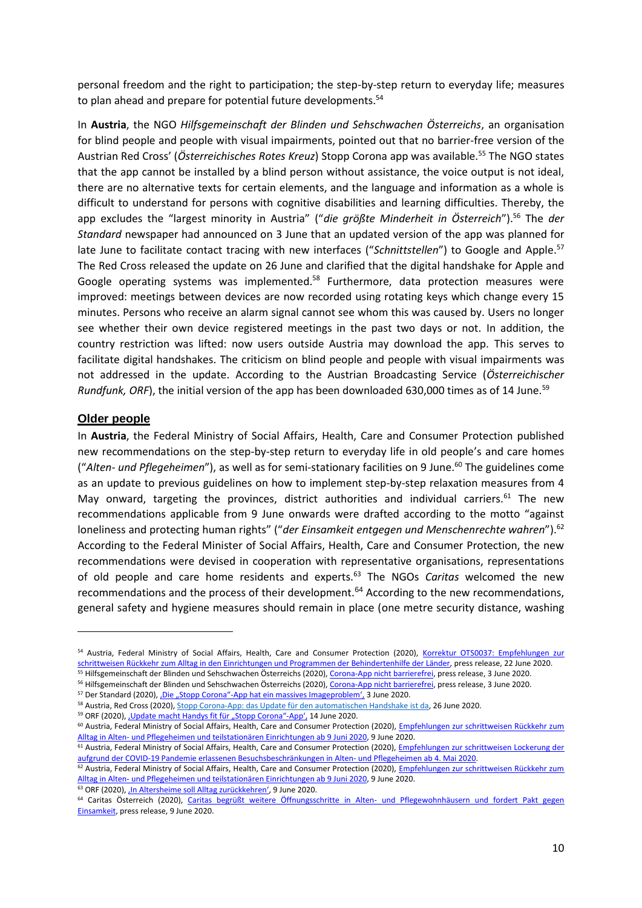personal freedom and the right to participation; the step-by-step return to everyday life; measures to plan ahead and prepare for potential future developments.[54]

In **Austria**, the NGO *Hilfsgemeinschaft der Blinden und Sehschwachen Österreichs*, an organisation for blind people and people with visual impairments, pointed out that no barrier-free version of the Austrian Red Cross' (*Österreichisches Rotes Kreuz*) Stopp Corona app was available.[55] The NGO states that the app cannot be installed by a blind person without assistance, the voice output is not ideal, there are no alternative texts for certain elements, and the language and information as a whole is difficult to understand for persons with cognitive disabilities and learning difficulties. Thereby, the app excludes the "largest minority in Austria" ("*die größte Minderheit in Österreich*").[56] The *der Standard* newspaper had announced on 3 June that an updated version of the app was planned for late June to facilitate contact tracing with new interfaces ("*Schnittstellen*") to Google and Apple.[57] The Red Cross released the update on 26 June and clarified that the digital handshake for Apple and Google operating systems was implemented.[58] Furthermore, data protection measures were improved: meetings between devices are now recorded using rotating keys which change every 15 minutes. Persons who receive an alarm signal cannot see whom this was caused by. Users no longer see whether their own device registered meetings in the past two days or not. In addition, the country restriction was lifted: now users outside Austria may download the app. This serves to facilitate digital handshakes. The criticism on blind people and people with visual impairments was not addressed in the update. According to the Austrian Broadcasting Service (*Österreichischer Rundfunk, ORF*), the initial version of the app has been downloaded 630,000 times as of 14 June.[59]

## Older people

In **Austria**, the Federal Ministry of Social Affairs, Health, Care and Consumer Protection published new recommendations on the step-by-step return to everyday life in old people's and care homes ("*Alten- und Pflegeheimen*"), as well as for semi-stationary facilities on 9 June.[60] The guidelines come as an update to previous guidelines on how to implement step-by-step relaxation measures from 4 May onward, targeting the provinces, district authorities and individual carriers.[61] The new recommendations applicable from 9 June onwards were drafted according to the motto "against loneliness and protecting human rights" ("*der Einsamkeit entgegen und Menschenrechte wahren*").[62] According to the Federal Minister of Social Affairs, Health, Care and Consumer Protection, the new recommendations were devised in cooperation with representative organisations, representations of old people and care home residents and experts.[63] The NGOs *Caritas* welcomed the new recommendations and the process of their development.[64] According to the new recommendations, general safety and hygiene measures should remain in place (one metre security distance, washing

---

[54] Austria, Federal Ministry of Social Affairs, Health, Care and Consumer Protection (2020), Korrektur OTS0037: Empfehlungen zur schrittweisen Rückkehr zum Alltag in den Einrichtungen und Programmen der Behindertenhilfe der Länder, press release, 22 June 2020.

[55] Hilfsgemeinschaft der Blinden und Sehschwachen Österreichs (2020), Corona-App nicht barrierefrei, press release, 3 June 2020.

[56] Hilfsgemeinschaft der Blinden und Sehschwachen Österreichs (2020), Corona-App nicht barrierefrei, press release, 3 June 2020.

[57] Der Standard (2020), 'Die „Stopp Corona"-App hat ein massives Imageproblem', 3 June 2020.

[58] Austria, Red Cross (2020), Stopp Corona-App: das Update für den automatischen Handshake ist da, 26 June 2020.

[59] ORF (2020), 'Update macht Handys fit für „Stopp Corona"-App', 14 June 2020.

[60] Austria, Federal Ministry of Social Affairs, Health, Care and Consumer Protection (2020), Empfehlungen zur schrittweisen Rückkehr zum Alltag in Alten- und Pflegeheimen und teilstationären Einrichtungen ab 9 Juni 2020, 9 June 2020.

[61] Austria, Federal Ministry of Social Affairs, Health, Care and Consumer Protection (2020), Empfehlungen zur schrittweisen Lockerung der aufgrund der COVID-19 Pandemie erlassenen Besuchsbeschränkungen in Alten- und Pflegeheimen ab 4. Mai 2020.

[62] Austria, Federal Ministry of Social Affairs, Health, Care and Consumer Protection (2020), Empfehlungen zur schrittweisen Rückkehr zum Alltag in Alten- und Pflegeheimen und teilstationären Einrichtungen ab 9 Juni 2020, 9 June 2020.

[63] ORF (2020), 'In Altersheime soll Alltag zurückkehren', 9 June 2020.

[64] Caritas Österreich (2020), Caritas begrüßt weitere Öffnungsschritte in Alten- und Pflegewohnhäusern und fordert Pakt gegen Einsamkeit, press release, 9 June 2020.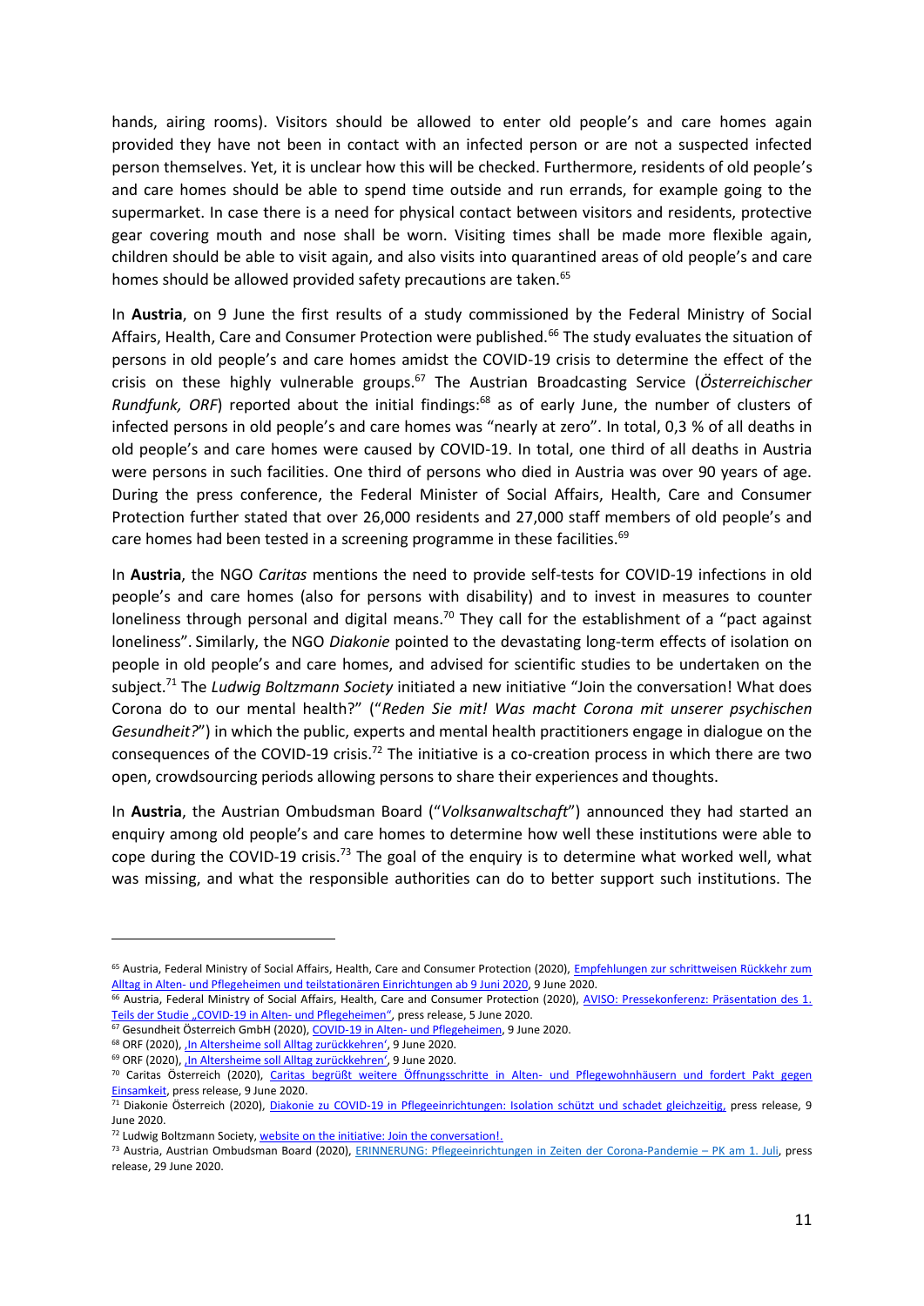hands, airing rooms). Visitors should be allowed to enter old people's and care homes again provided they have not been in contact with an infected person or are not a suspected infected person themselves. Yet, it is unclear how this will be checked. Furthermore, residents of old people's and care homes should be able to spend time outside and run errands, for example going to the supermarket. In case there is a need for physical contact between visitors and residents, protective gear covering mouth and nose shall be worn. Visiting times shall be made more flexible again, children should be able to visit again, and also visits into quarantined areas of old people's and care homes should be allowed provided safety precautions are taken.[65]

In **Austria**, on 9 June the first results of a study commissioned by the Federal Ministry of Social Affairs, Health, Care and Consumer Protection were published.[66] The study evaluates the situation of persons in old people's and care homes amidst the COVID-19 crisis to determine the effect of the crisis on these highly vulnerable groups.[67] The Austrian Broadcasting Service (*Österreichischer Rundfunk, ORF*) reported about the initial findings:[68] as of early June, the number of clusters of infected persons in old people's and care homes was "nearly at zero". In total, 0,3 % of all deaths in old people's and care homes were caused by COVID-19. In total, one third of all deaths in Austria were persons in such facilities. One third of persons who died in Austria was over 90 years of age. During the press conference, the Federal Minister of Social Affairs, Health, Care and Consumer Protection further stated that over 26,000 residents and 27,000 staff members of old people's and care homes had been tested in a screening programme in these facilities.[69]

In **Austria**, the NGO *Caritas* mentions the need to provide self-tests for COVID-19 infections in old people's and care homes (also for persons with disability) and to invest in measures to counter loneliness through personal and digital means.[70] They call for the establishment of a "pact against loneliness". Similarly, the NGO *Diakonie* pointed to the devastating long-term effects of isolation on people in old people's and care homes, and advised for scientific studies to be undertaken on the subject.[71] The *Ludwig Boltzmann Society* initiated a new initiative "Join the conversation! What does Corona do to our mental health?" ("*Reden Sie mit! Was macht Corona mit unserer psychischen Gesundheit?*") in which the public, experts and mental health practitioners engage in dialogue on the consequences of the COVID-19 crisis.[72] The initiative is a co-creation process in which there are two open, crowdsourcing periods allowing persons to share their experiences and thoughts.

In **Austria**, the Austrian Ombudsman Board ("*Volksanwaltschaft*") announced they had started an enquiry among old people's and care homes to determine how well these institutions were able to cope during the COVID-19 crisis.[73] The goal of the enquiry is to determine what worked well, what was missing, and what the responsible authorities can do to better support such institutions. The

---

[65] Austria, Federal Ministry of Social Affairs, Health, Care and Consumer Protection (2020), Empfehlungen zur schrittweisen Rückkehr zum Alltag in Alten- und Pflegeheimen und teilstationären Einrichtungen ab 9 Juni 2020, 9 June 2020.

[66] Austria, Federal Ministry of Social Affairs, Health, Care and Consumer Protection (2020), AVISO: Pressekonferenz: Präsentation des 1. Teils der Studie „COVID-19 in Alten- und Pflegeheimen", press release, 5 June 2020.

[67] Gesundheit Österreich GmbH (2020), COVID-19 in Alten- und Pflegeheimen, 9 June 2020.

[68] ORF (2020), ‚In Altersheime soll Alltag zurückkehren', 9 June 2020.

[69] ORF (2020), ‚In Altersheime soll Alltag zurückkehren', 9 June 2020.

[70] Caritas Österreich (2020), Caritas begrüßt weitere Öffnungsschritte in Alten- und Pflegewohnhäusern und fordert Pakt gegen Einsamkeit, press release, 9 June 2020.

[71] Diakonie Österreich (2020), Diakonie zu COVID-19 in Pflegeeinrichtungen: Isolation schützt und schadet gleichzeitig, press release, 9 June 2020.

[72] Ludwig Boltzmann Society, website on the initiative: Join the conversation!.

[73] Austria, Austrian Ombudsman Board (2020), ERINNERUNG: Pflegeeinrichtungen in Zeiten der Corona-Pandemie – PK am 1. Juli, press release, 29 June 2020.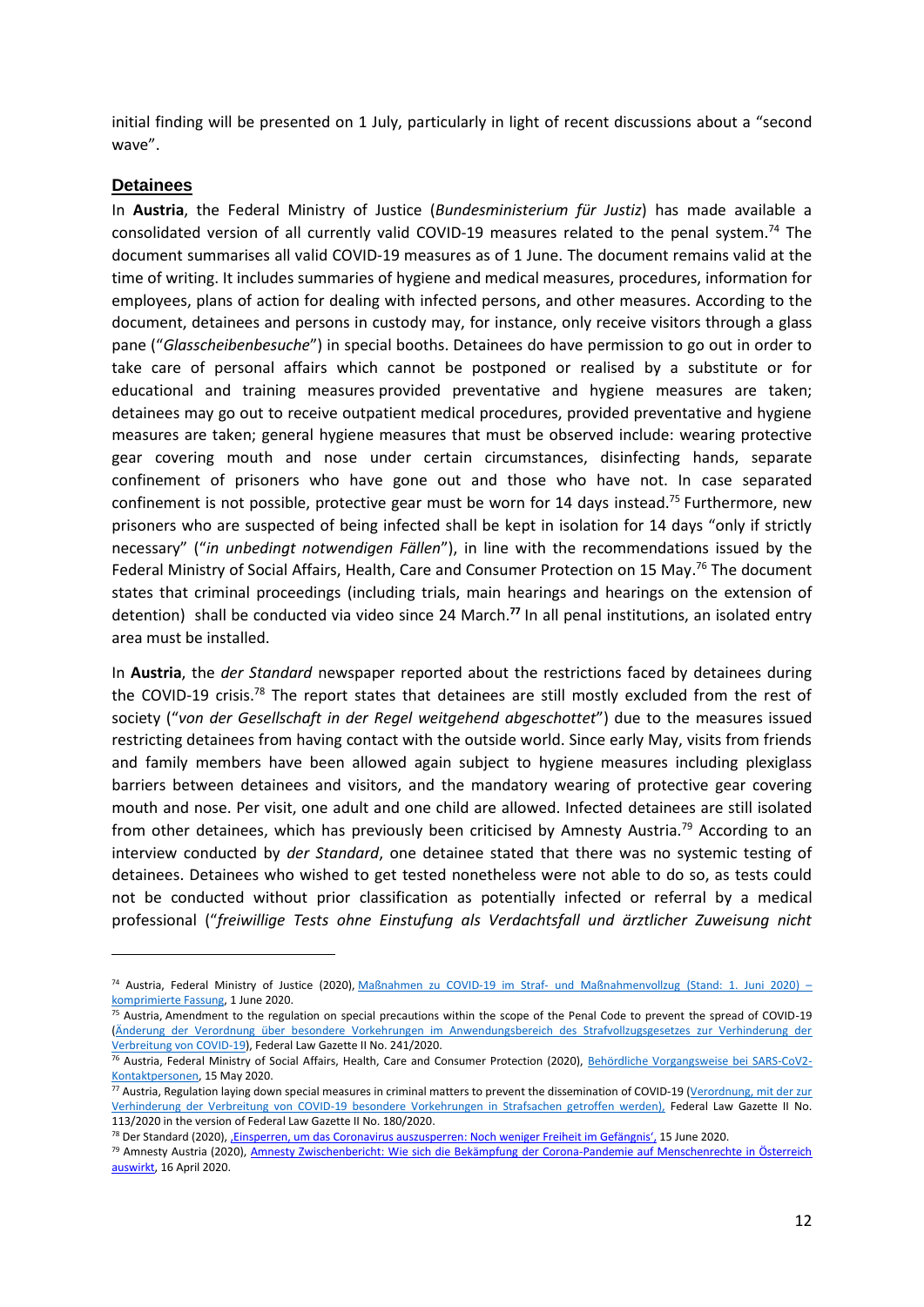initial finding will be presented on 1 July, particularly in light of recent discussions about a "second wave".

## Detainees

In **Austria**, the Federal Ministry of Justice (*Bundesministerium für Justiz*) has made available a consolidated version of all currently valid COVID-19 measures related to the penal system.[74] The document summarises all valid COVID-19 measures as of 1 June. The document remains valid at the time of writing. It includes summaries of hygiene and medical measures, procedures, information for employees, plans of action for dealing with infected persons, and other measures. According to the document, detainees and persons in custody may, for instance, only receive visitors through a glass pane ("*Glasscheibenbesuche*") in special booths. Detainees do have permission to go out in order to take care of personal affairs which cannot be postponed or realised by a substitute or for educational and training measures provided preventative and hygiene measures are taken; detainees may go out to receive outpatient medical procedures, provided preventative and hygiene measures are taken; general hygiene measures that must be observed include: wearing protective gear covering mouth and nose under certain circumstances, disinfecting hands, separate confinement of prisoners who have gone out and those who have not. In case separated confinement is not possible, protective gear must be worn for 14 days instead.[75] Furthermore, new prisoners who are suspected of being infected shall be kept in isolation for 14 days "only if strictly necessary" ("*in unbedingt notwendigen Fällen*"), in line with the recommendations issued by the Federal Ministry of Social Affairs, Health, Care and Consumer Protection on 15 May.[76] The document states that criminal proceedings (including trials, main hearings and hearings on the extension of detention) shall be conducted via video since 24 March.**[77]** In all penal institutions, an isolated entry area must be installed.

In **Austria**, the *der Standard* newspaper reported about the restrictions faced by detainees during the COVID-19 crisis.[78] The report states that detainees are still mostly excluded from the rest of society ("*von der Gesellschaft in der Regel weitgehend abgeschottet*") due to the measures issued restricting detainees from having contact with the outside world. Since early May, visits from friends and family members have been allowed again subject to hygiene measures including plexiglass barriers between detainees and visitors, and the mandatory wearing of protective gear covering mouth and nose. Per visit, one adult and one child are allowed. Infected detainees are still isolated from other detainees, which has previously been criticised by Amnesty Austria.[79] According to an interview conducted by *der Standard*, one detainee stated that there was no systemic testing of detainees. Detainees who wished to get tested nonetheless were not able to do so, as tests could not be conducted without prior classification as potentially infected or referral by a medical professional ("*freiwillige Tests ohne Einstufung als Verdachtsfall und ärztlicher Zuweisung nicht*

---

[74] Austria, Federal Ministry of Justice (2020), Maßnahmen zu COVID-19 im Straf- und Maßnahmenvollzug (Stand: 1. Juni 2020) – komprimierte Fassung, 1 June 2020.

[75] Austria, Amendment to the regulation on special precautions within the scope of the Penal Code to prevent the spread of COVID-19 (Änderung der Verordnung über besondere Vorkehrungen im Anwendungsbereich des Strafvollzugsgesetzes zur Verhinderung der Verbreitung von COVID-19), Federal Law Gazette II No. 241/2020.

[76] Austria, Federal Ministry of Social Affairs, Health, Care and Consumer Protection (2020), Behördliche Vorgangsweise bei SARS-CoV2-Kontaktpersonen, 15 May 2020.

[77] Austria, Regulation laying down special measures in criminal matters to prevent the dissemination of COVID-19 (Verordnung, mit der zur Verhinderung der Verbreitung von COVID-19 besondere Vorkehrungen in Strafsachen getroffen werden), Federal Law Gazette II No. 113/2020 in the version of Federal Law Gazette II No. 180/2020.

[78] Der Standard (2020), 'Einsperren, um das Coronavirus auszusperren: Noch weniger Freiheit im Gefängnis', 15 June 2020.

[79] Amnesty Austria (2020), Amnesty Zwischenbericht: Wie sich die Bekämpfung der Corona-Pandemie auf Menschenrechte in Österreich auswirkt, 16 April 2020.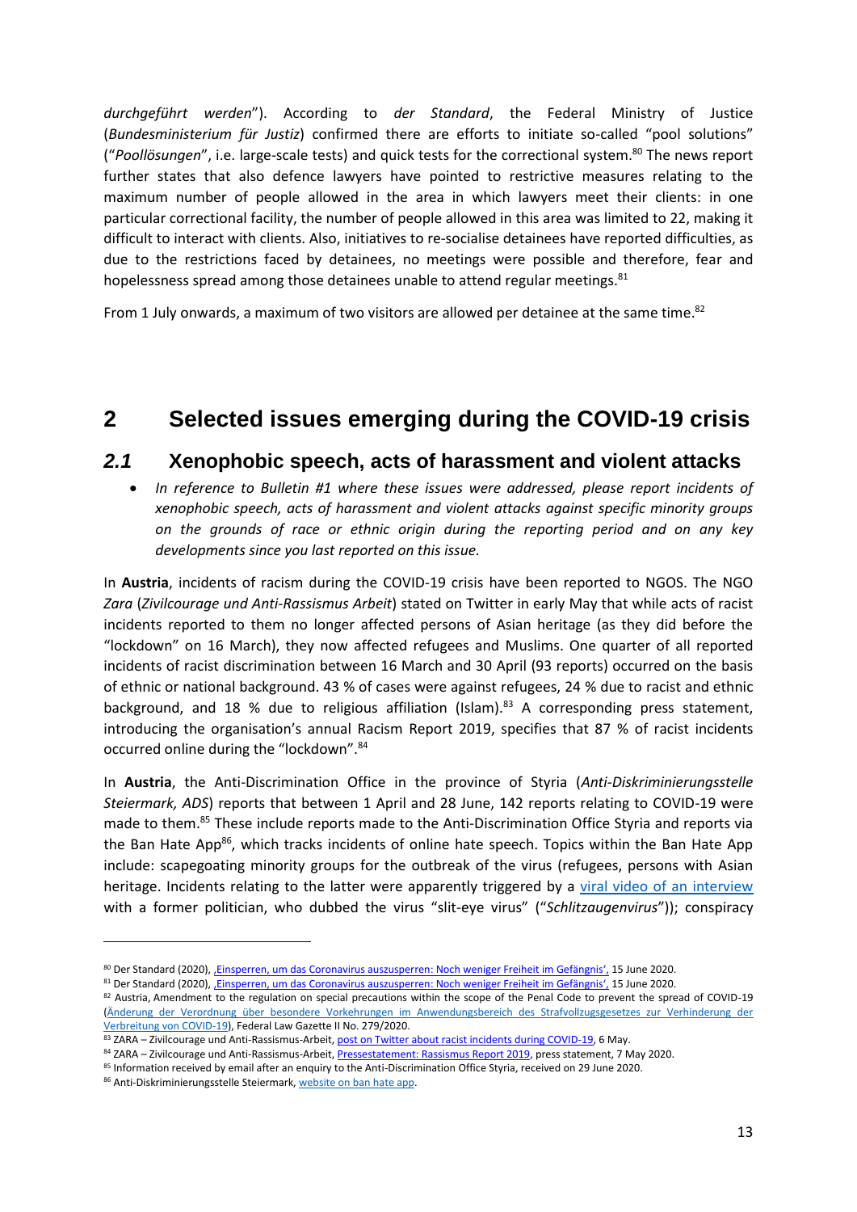*durchgeführt werden*"). According to *der Standard*, the Federal Ministry of Justice (*Bundesministerium für Justiz*) confirmed there are efforts to initiate so-called "pool solutions" ("*Poollösungen*", i.e. large-scale tests) and quick tests for the correctional system.[80] The news report further states that also defence lawyers have pointed to restrictive measures relating to the maximum number of people allowed in the area in which lawyers meet their clients: in one particular correctional facility, the number of people allowed in this area was limited to 22, making it difficult to interact with clients. Also, initiatives to re-socialise detainees have reported difficulties, as due to the restrictions faced by detainees, no meetings were possible and therefore, fear and hopelessness spread among those detainees unable to attend regular meetings.[81]

From 1 July onwards, a maximum of two visitors are allowed per detainee at the same time.[82]

# 2 Selected issues emerging during the COVID-19 crisis

## *2.1* Xenophobic speech, acts of harassment and violent attacks

- *In reference to Bulletin #1 where these issues were addressed, please report incidents of xenophobic speech, acts of harassment and violent attacks against specific minority groups on the grounds of race or ethnic origin during the reporting period and on any key developments since you last reported on this issue.*

In **Austria**, incidents of racism during the COVID-19 crisis have been reported to NGOS. The NGO *Zara* (*Zivilcourage und Anti-Rassismus Arbeit*) stated on Twitter in early May that while acts of racist incidents reported to them no longer affected persons of Asian heritage (as they did before the "lockdown" on 16 March), they now affected refugees and Muslims. One quarter of all reported incidents of racist discrimination between 16 March and 30 April (93 reports) occurred on the basis of ethnic or national background. 43 % of cases were against refugees, 24 % due to racist and ethnic background, and 18 % due to religious affiliation (Islam).[83] A corresponding press statement, introducing the organisation's annual Racism Report 2019, specifies that 87 % of racist incidents occurred online during the "lockdown".[84]

In **Austria**, the Anti-Discrimination Office in the province of Styria (*Anti-Diskriminierungsstelle Steiermark, ADS*) reports that between 1 April and 28 June, 142 reports relating to COVID-19 were made to them.[85] These include reports made to the Anti-Discrimination Office Styria and reports via the Ban Hate App[86], which tracks incidents of online hate speech. Topics within the Ban Hate App include: scapegoating minority groups for the outbreak of the virus (refugees, persons with Asian heritage. Incidents relating to the latter were apparently triggered by a viral video of an interview with a former politician, who dubbed the virus "slit-eye virus" ("*Schlitzaugenvirus*")); conspiracy

---

[80] Der Standard (2020), ‚Einsperren, um das Coronavirus auszusperren: Noch weniger Freiheit im Gefängnis', 15 June 2020.

[81] Der Standard (2020), ‚Einsperren, um das Coronavirus auszusperren: Noch weniger Freiheit im Gefängnis', 15 June 2020.

[82] Austria, Amendment to the regulation on special precautions within the scope of the Penal Code to prevent the spread of COVID-19 (Änderung der Verordnung über besondere Vorkehrungen im Anwendungsbereich des Strafvollzugsgesetzes zur Verhinderung der Verbreitung von COVID-19), Federal Law Gazette II No. 279/2020.

[83] ZARA – Zivilcourage und Anti-Rassismus-Arbeit, post on Twitter about racist incidents during COVID-19, 6 May.

[84] ZARA – Zivilcourage und Anti-Rassismus-Arbeit, Pressestatement: Rassismus Report 2019, press statement, 7 May 2020.

[85] Information received by email after an enquiry to the Anti-Discrimination Office Styria, received on 29 June 2020.

[86] Anti-Diskriminierungsstelle Steiermark, website on ban hate app.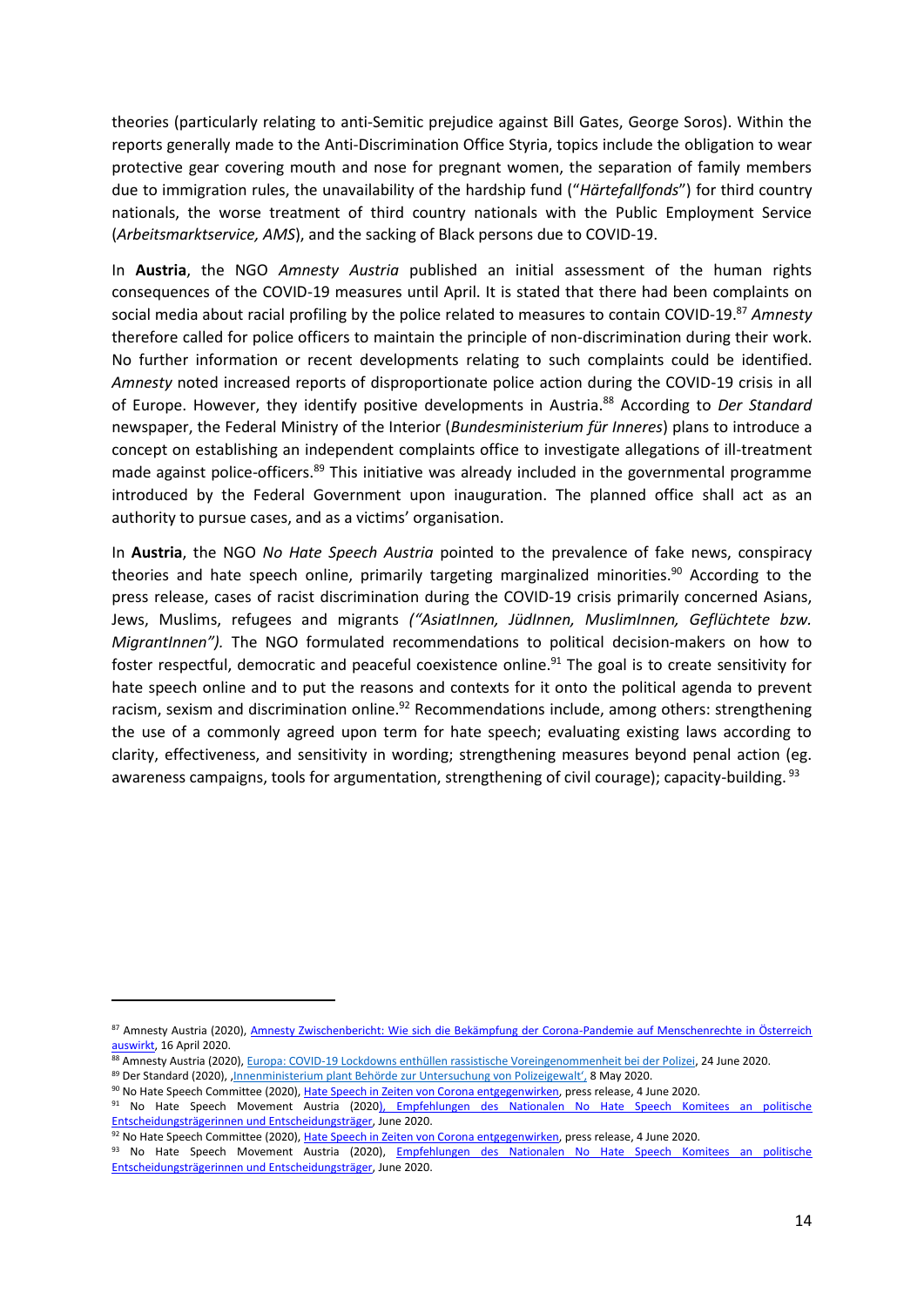theories (particularly relating to anti-Semitic prejudice against Bill Gates, George Soros). Within the reports generally made to the Anti-Discrimination Office Styria, topics include the obligation to wear protective gear covering mouth and nose for pregnant women, the separation of family members due to immigration rules, the unavailability of the hardship fund ("*Härtefallfonds*") for third country nationals, the worse treatment of third country nationals with the Public Employment Service (*Arbeitsmarktservice, AMS*), and the sacking of Black persons due to COVID-19.

In **Austria**, the NGO *Amnesty Austria* published an initial assessment of the human rights consequences of the COVID-19 measures until April. It is stated that there had been complaints on social media about racial profiling by the police related to measures to contain COVID-19.[87] *Amnesty* therefore called for police officers to maintain the principle of non-discrimination during their work. No further information or recent developments relating to such complaints could be identified. *Amnesty* noted increased reports of disproportionate police action during the COVID-19 crisis in all of Europe. However, they identify positive developments in Austria.[88] According to *Der Standard* newspaper, the Federal Ministry of the Interior (*Bundesministerium für Inneres*) plans to introduce a concept on establishing an independent complaints office to investigate allegations of ill-treatment made against police-officers.[89] This initiative was already included in the governmental programme introduced by the Federal Government upon inauguration. The planned office shall act as an authority to pursue cases, and as a victims' organisation.

In **Austria**, the NGO *No Hate Speech Austria* pointed to the prevalence of fake news, conspiracy theories and hate speech online, primarily targeting marginalized minorities.[90] According to the press release, cases of racist discrimination during the COVID-19 crisis primarily concerned Asians, Jews, Muslims, refugees and migrants *("AsiatInnen, JüdInnen, MuslimInnen, Geflüchtete bzw. MigrantInnen").* The NGO formulated recommendations to political decision-makers on how to foster respectful, democratic and peaceful coexistence online.[91] The goal is to create sensitivity for hate speech online and to put the reasons and contexts for it onto the political agenda to prevent racism, sexism and discrimination online.[92] Recommendations include, among others: strengthening the use of a commonly agreed upon term for hate speech; evaluating existing laws according to clarity, effectiveness, and sensitivity in wording; strengthening measures beyond penal action (eg. awareness campaigns, tools for argumentation, strengthening of civil courage); capacity-building.[93]

---

[87] Amnesty Austria (2020), Amnesty Zwischenbericht: Wie sich die Bekämpfung der Corona-Pandemie auf Menschenrechte in Österreich auswirkt, 16 April 2020.

[88] Amnesty Austria (2020), Europa: COVID-19 Lockdowns enthüllen rassistische Voreingenommenheit bei der Polizei, 24 June 2020.

[89] Der Standard (2020), 'Innenministerium plant Behörde zur Untersuchung von Polizeigewalt', 8 May 2020.

[90] No Hate Speech Committee (2020), Hate Speech in Zeiten von Corona entgegenwirken, press release, 4 June 2020.

[91] No Hate Speech Movement Austria (2020), Empfehlungen des Nationalen No Hate Speech Komitees an politische Entscheidungsträgerinnen und Entscheidungsträger, June 2020.

[92] No Hate Speech Committee (2020), Hate Speech in Zeiten von Corona entgegenwirken, press release, 4 June 2020.

[93] No Hate Speech Movement Austria (2020), Empfehlungen des Nationalen No Hate Speech Komitees an politische Entscheidungsträgerinnen und Entscheidungsträger, June 2020.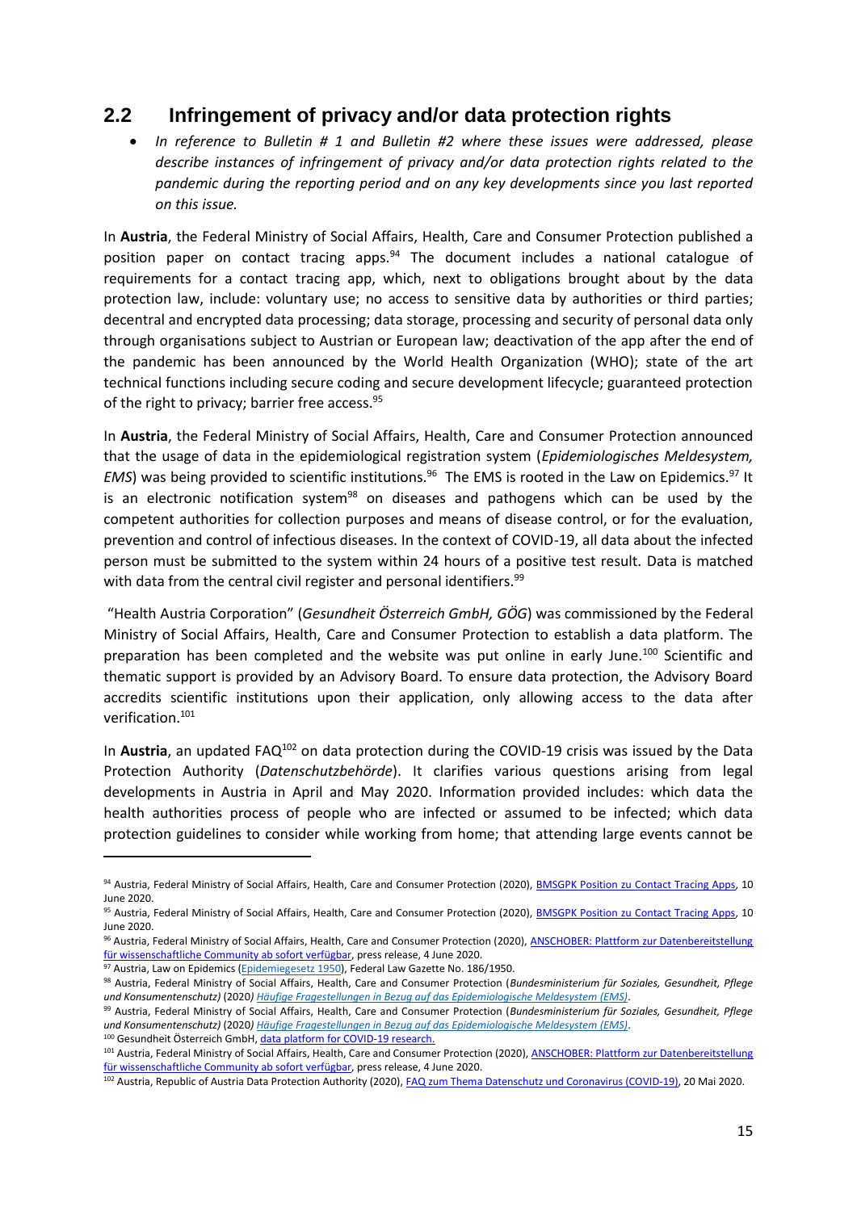## 2.2 Infringement of privacy and/or data protection rights

- *In reference to Bulletin # 1 and Bulletin #2 where these issues were addressed, please describe instances of infringement of privacy and/or data protection rights related to the pandemic during the reporting period and on any key developments since you last reported on this issue.*

In **Austria**, the Federal Ministry of Social Affairs, Health, Care and Consumer Protection published a position paper on contact tracing apps.[94] The document includes a national catalogue of requirements for a contact tracing app, which, next to obligations brought about by the data protection law, include: voluntary use; no access to sensitive data by authorities or third parties; decentral and encrypted data processing; data storage, processing and security of personal data only through organisations subject to Austrian or European law; deactivation of the app after the end of the pandemic has been announced by the World Health Organization (WHO); state of the art technical functions including secure coding and secure development lifecycle; guaranteed protection of the right to privacy; barrier free access.[95]

In **Austria**, the Federal Ministry of Social Affairs, Health, Care and Consumer Protection announced that the usage of data in the epidemiological registration system (*Epidemiologisches Meldesystem, EMS*) was being provided to scientific institutions.[96] The EMS is rooted in the Law on Epidemics.[97] It is an electronic notification system[98] on diseases and pathogens which can be used by the competent authorities for collection purposes and means of disease control, or for the evaluation, prevention and control of infectious diseases. In the context of COVID-19, all data about the infected person must be submitted to the system within 24 hours of a positive test result. Data is matched with data from the central civil register and personal identifiers.[99]

"Health Austria Corporation" (*Gesundheit Österreich GmbH, GÖG*) was commissioned by the Federal Ministry of Social Affairs, Health, Care and Consumer Protection to establish a data platform. The preparation has been completed and the website was put online in early June.[100] Scientific and thematic support is provided by an Advisory Board. To ensure data protection, the Advisory Board accredits scientific institutions upon their application, only allowing access to the data after verification.[101]

In **Austria**, an updated FAQ[102] on data protection during the COVID-19 crisis was issued by the Data Protection Authority (*Datenschutzbehörde*). It clarifies various questions arising from legal developments in Austria in April and May 2020. Information provided includes: which data the health authorities process of people who are infected or assumed to be infected; which data protection guidelines to consider while working from home; that attending large events cannot be

---

[94] Austria, Federal Ministry of Social Affairs, Health, Care and Consumer Protection (2020), BMSGPK Position zu Contact Tracing Apps, 10 June 2020.

[95] Austria, Federal Ministry of Social Affairs, Health, Care and Consumer Protection (2020), BMSGPK Position zu Contact Tracing Apps, 10 June 2020.

[96] Austria, Federal Ministry of Social Affairs, Health, Care and Consumer Protection (2020), ANSCHOBER: Plattform zur Datenbereitstellung für wissenschaftliche Community ab sofort verfügbar, press release, 4 June 2020.

[97] Austria, Law on Epidemics (Epidemiegesetz 1950), Federal Law Gazette No. 186/1950.

[98] Austria, Federal Ministry of Social Affairs, Health, Care and Consumer Protection (*Bundesministerium für Soziales, Gesundheit, Pflege und Konsumentenschutz)* (2020) *Häufige Fragestellungen in Bezug auf das Epidemiologische Meldesystem (EMS)*.

[99] Austria, Federal Ministry of Social Affairs, Health, Care and Consumer Protection (*Bundesministerium für Soziales, Gesundheit, Pflege und Konsumentenschutz)* (2020) *Häufige Fragestellungen in Bezug auf das Epidemiologische Meldesystem (EMS)*.

[100] Gesundheit Österreich GmbH, data platform for COVID-19 research.

[101] Austria, Federal Ministry of Social Affairs, Health, Care and Consumer Protection (2020), ANSCHOBER: Plattform zur Datenbereitstellung für wissenschaftliche Community ab sofort verfügbar, press release, 4 June 2020.

[102] Austria, Republic of Austria Data Protection Authority (2020), FAQ zum Thema Datenschutz und Coronavirus (COVID-19), 20 Mai 2020.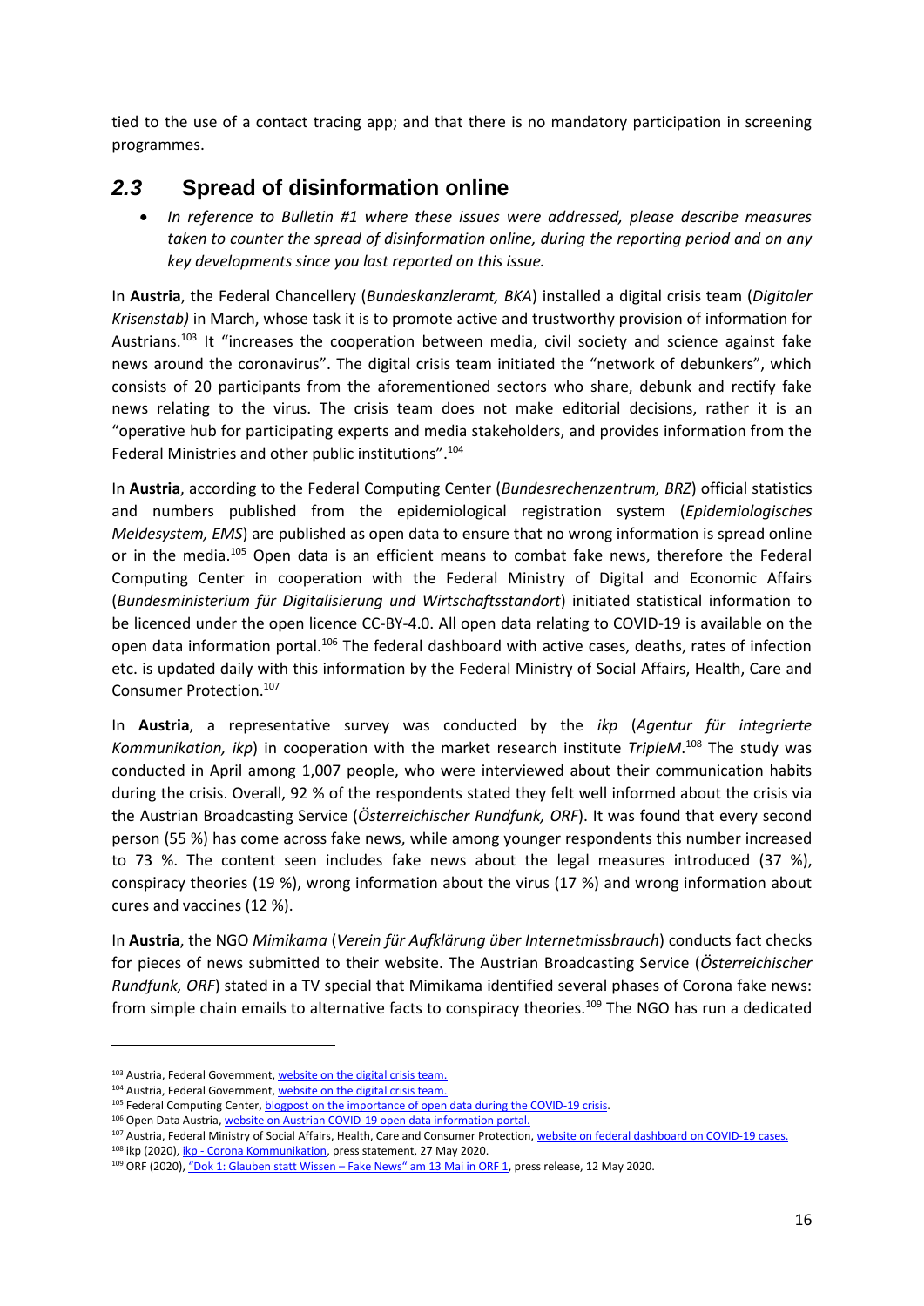tied to the use of a contact tracing app; and that there is no mandatory participation in screening programmes.

## *2.3* Spread of disinformation online

- *In reference to Bulletin #1 where these issues were addressed, please describe measures taken to counter the spread of disinformation online, during the reporting period and on any key developments since you last reported on this issue.*

In **Austria**, the Federal Chancellery (*Bundeskanzleramt, BKA*) installed a digital crisis team (*Digitaler Krisenstab)* in March, whose task it is to promote active and trustworthy provision of information for Austrians.[103] It "increases the cooperation between media, civil society and science against fake news around the coronavirus". The digital crisis team initiated the "network of debunkers", which consists of 20 participants from the aforementioned sectors who share, debunk and rectify fake news relating to the virus. The crisis team does not make editorial decisions, rather it is an "operative hub for participating experts and media stakeholders, and provides information from the Federal Ministries and other public institutions".[104]

In **Austria**, according to the Federal Computing Center (*Bundesrechenzentrum, BRZ*) official statistics and numbers published from the epidemiological registration system (*Epidemiologisches Meldesystem, EMS*) are published as open data to ensure that no wrong information is spread online or in the media.[105] Open data is an efficient means to combat fake news, therefore the Federal Computing Center in cooperation with the Federal Ministry of Digital and Economic Affairs (*Bundesministerium für Digitalisierung und Wirtschaftsstandort*) initiated statistical information to be licenced under the open licence CC-BY-4.0. All open data relating to COVID-19 is available on the open data information portal.[106] The federal dashboard with active cases, deaths, rates of infection etc. is updated daily with this information by the Federal Ministry of Social Affairs, Health, Care and Consumer Protection.[107]

In **Austria**, a representative survey was conducted by the *ikp* (*Agentur für integrierte Kommunikation, ikp*) in cooperation with the market research institute *TripleM*.[108] The study was conducted in April among 1,007 people, who were interviewed about their communication habits during the crisis. Overall, 92 % of the respondents stated they felt well informed about the crisis via the Austrian Broadcasting Service (*Österreichischer Rundfunk, ORF*). It was found that every second person (55 %) has come across fake news, while among younger respondents this number increased to 73 %. The content seen includes fake news about the legal measures introduced (37 %), conspiracy theories (19 %), wrong information about the virus (17 %) and wrong information about cures and vaccines (12 %).

In **Austria**, the NGO *Mimikama* (*Verein für Aufklärung über Internetmissbrauch*) conducts fact checks for pieces of news submitted to their website. The Austrian Broadcasting Service (*Österreichischer Rundfunk, ORF*) stated in a TV special that Mimikama identified several phases of Corona fake news: from simple chain emails to alternative facts to conspiracy theories.[109] The NGO has run a dedicated

---

[103] Austria, Federal Government, website on the digital crisis team.
[104] Austria, Federal Government, website on the digital crisis team.
[105] Federal Computing Center, blogpost on the importance of open data during the COVID-19 crisis.
[106] Open Data Austria, website on Austrian COVID-19 open data information portal.
[107] Austria, Federal Ministry of Social Affairs, Health, Care and Consumer Protection, website on federal dashboard on COVID-19 cases.
[108] ikp (2020), ikp - Corona Kommunikation, press statement, 27 May 2020.
[109] ORF (2020), "Dok 1: Glauben statt Wissen – Fake News" am 13 Mai in ORF 1, press release, 12 May 2020.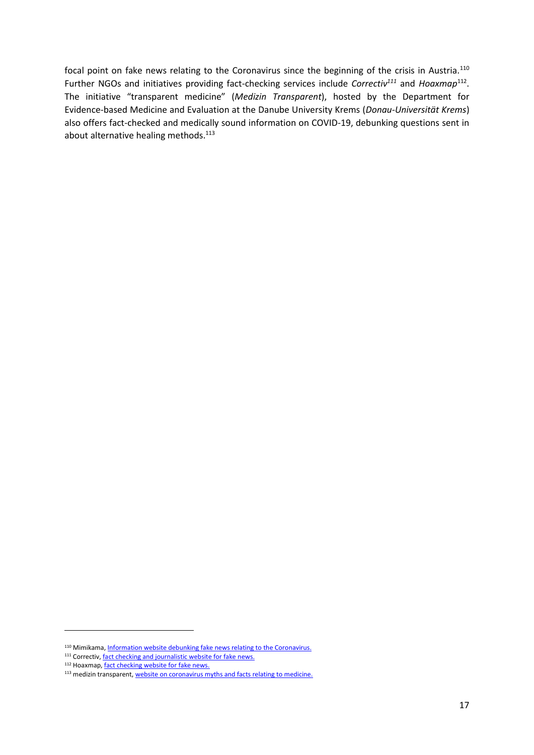focal point on fake news relating to the Coronavirus since the beginning of the crisis in Austria.[110] Further NGOs and initiatives providing fact-checking services include *Correctiv*[111] and *Hoaxmap*[112]. The initiative "transparent medicine" (*Medizin Transparent*), hosted by the Department for Evidence-based Medicine and Evaluation at the Danube University Krems (*Donau-Universität Krems*) also offers fact-checked and medically sound information on COVID-19, debunking questions sent in about alternative healing methods.[113]

---

[110] Mimikama, Information website debunking fake news relating to the Coronavirus.

[111] Correctiv, fact checking and journalistic website for fake news.

[112] Hoaxmap, fact checking website for fake news.

[113] medizin transparent, website on coronavirus myths and facts relating to medicine.